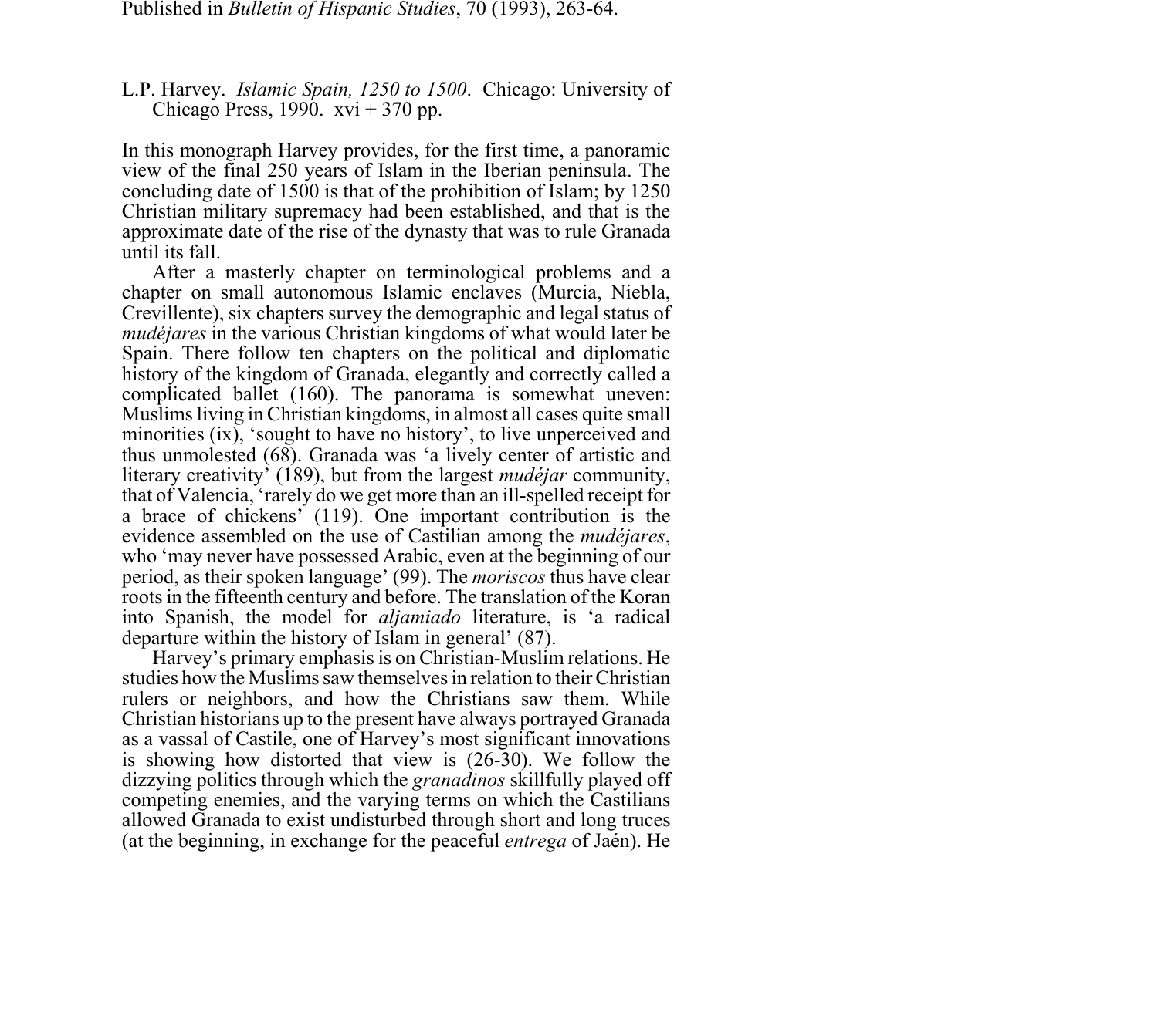Published in *Bulletin of Hispanic Studies*, 70 (1993), 263-64.

L.P. Harvey. *Islamic Spain, 1250 to 1500*. Chicago: University of Chicago Press, 1990. xvi + 370 pp.

In this monograph Harvey provides, for the first time, a panoramic view of the final 250 years of Islam in the Iberian peninsula. The concluding date of 1500 is that of the prohibition of Islam; by 1250 Christian military supremacy had been established, and that is the approximate date of the rise of the dynasty that was to rule Granada until its fall.

After a masterly chapter on terminological problems and a chapter on small autonomous Islamic enclaves (Murcia, Niebla, Crevillente), six chapters survey the demographic and legal status of *mudéjares* in the various Christian kingdoms of what would later be Spain. There follow ten chapters on the political and diplomatic history of the kingdom of Granada, elegantly and correctly called a complicated ballet (160). The panorama is somewhat uneven: Muslims living in Christian kingdoms, in almost all cases quite small minorities (ix), 'sought to have no history', to live unperceived and thus unmolested (68). Granada was 'a lively center of artistic and literary creativity' (189), but from the largest *mudéjar* community, that of Valencia, 'rarely do we get more than an ill-spelled receipt for a brace of chickens' (119). One important contribution is the evidence assembled on the use of Castilian among the *mudéjares*, who 'may never have possessed Arabic, even at the beginning of our period, as their spoken language' (99). The *moriscos* thus have clear roots in the fifteenth century and before. The translation of the Koran into Spanish, the model for *aljamiado* literature, is 'a radical departure within the history of Islam in general' (87).

Harvey's primary emphasis is on Christian-Muslim relations. He studies how the Muslims saw themselves in relation to their Christian rulers or neighbors, and how the Christians saw them. While Christian historians up to the present have always portrayed Granada as a vassal of Castile, one of Harvey's most significant innovations is showing how distorted that view is (26-30). We follow the dizzying politics through which the *granadinos* skillfully played off competing enemies, and the varying terms on which the Castilians allowed Granada to exist undisturbed through short and long truces (at the beginning, in exchange for the peaceful *entrega* of Jaén). He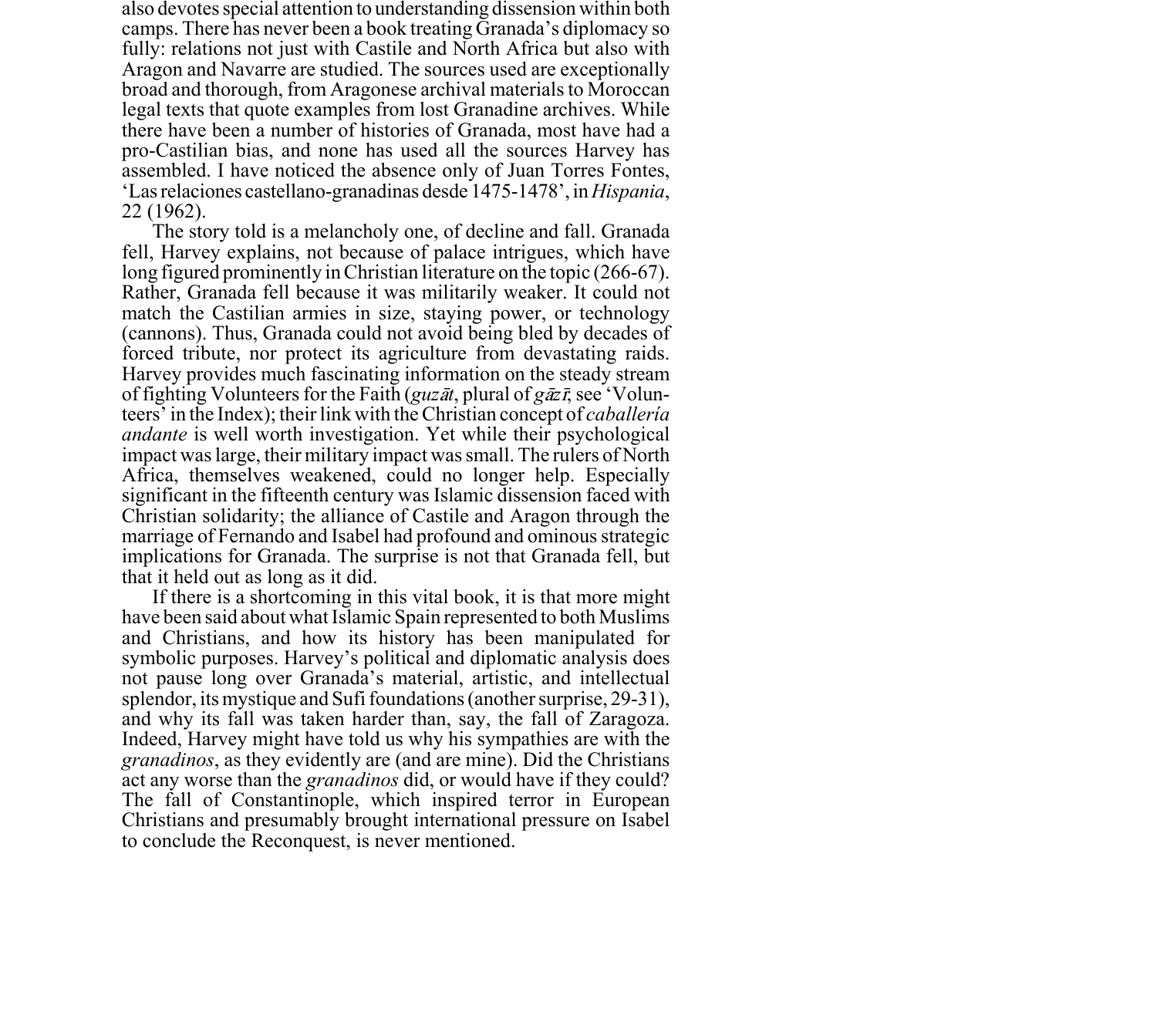also devotes special attention to understanding dissension within both camps. There has never been a book treating Granada's diplomacy so fully: relations not just with Castile and North Africa but also with Aragon and Navarre are studied. The sources used are exceptionally broad and thorough, from Aragonese archival materials to Moroccan legal texts that quote examples from lost Granadine archives. While there have been a number of histories of Granada, most have had a pro-Castilian bias, and none has used all the sources Harvey has assembled. I have noticed the absence only of Juan Torres Fontes, 'Las relaciones castellano-granadinas desde 1475-1478', in *Hispania*, 22 (1962).

The story told is a melancholy one, of decline and fall. Granada fell, Harvey explains, not because of palace intrigues, which have long figured prominently in Christian literature on the topic (266-67). Rather, Granada fell because it was militarily weaker. It could not match the Castilian armies in size, staying power, or technology (cannons). Thus, Granada could not avoid being bled by decades of forced tribute, nor protect its agriculture from devastating raids. Harvey provides much fascinating information on the steady stream of fighting Volunteers for the Faith (*guzāt*, plural of *gāzī*; see 'Volunteers' in the Index); their link with the Christian concept of *caballería andante* is well worth investigation. Yet while their psychological impact was large, their military impact was small. The rulers of North Africa, themselves weakened, could no longer help. Especially significant in the fifteenth century was Islamic dissension faced with Christian solidarity; the alliance of Castile and Aragon through the marriage of Fernando and Isabel had profound and ominous strategic implications for Granada. The surprise is not that Granada fell, but that it held out as long as it did.

If there is a shortcoming in this vital book, it is that more might have been said about what Islamic Spain represented to both Muslims and Christians, and how its history has been manipulated for symbolic purposes. Harvey's political and diplomatic analysis does not pause long over Granada's material, artistic, and intellectual splendor, its mystique and Sufi foundations (another surprise, 29-31), and why its fall was taken harder than, say, the fall of Zaragoza. Indeed, Harvey might have told us why his sympathies are with the *granadinos*, as they evidently are (and are mine). Did the Christians act any worse than the *granadinos* did, or would have if they could? The fall of Constantinople, which inspired terror in European Christians and presumably brought international pressure on Isabel to conclude the Reconquest, is never mentioned.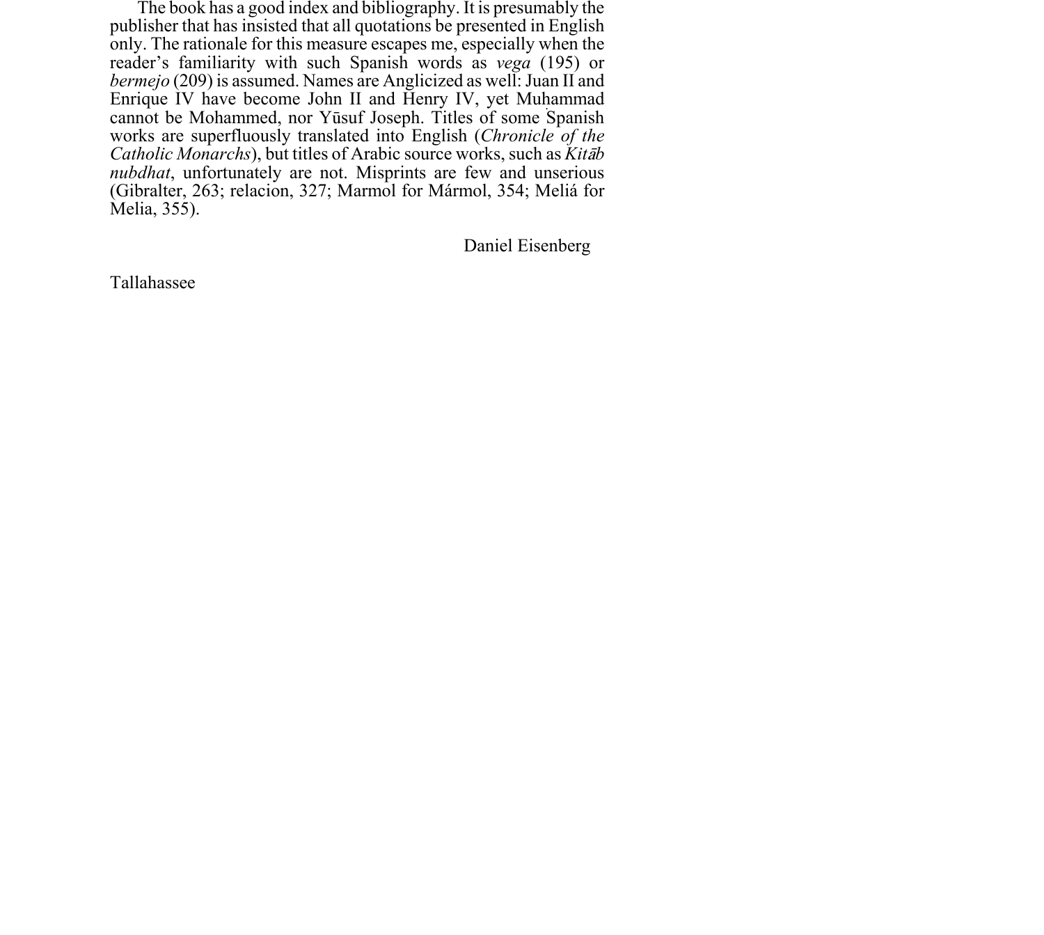The book has a good index and bibliography. It is presumably the publisher that has insisted that all quotations be presented in English only. The rationale for this measure escapes me, especially when the reader's familiarity with such Spanish words as *vega* (195) or *bermejo* (209) is assumed. Names are Anglicized as well: Juan II and Enrique IV have become John II and Henry IV, yet Muhammad cannot be Mohammed, nor Yūsuf Joseph. Titles of some Spanish works are superfluously translated into English (*Chronicle of the Catholic Monarchs*), but titles of Arabic source works, such as *Kitāb nubdhat*, unfortunately are not. Misprints are few and unserious (Gibralter, 263; relacion, 327; Marmol for Mármol, 354; Meliá for Melia, 355).

Daniel Eisenberg

Tallahassee